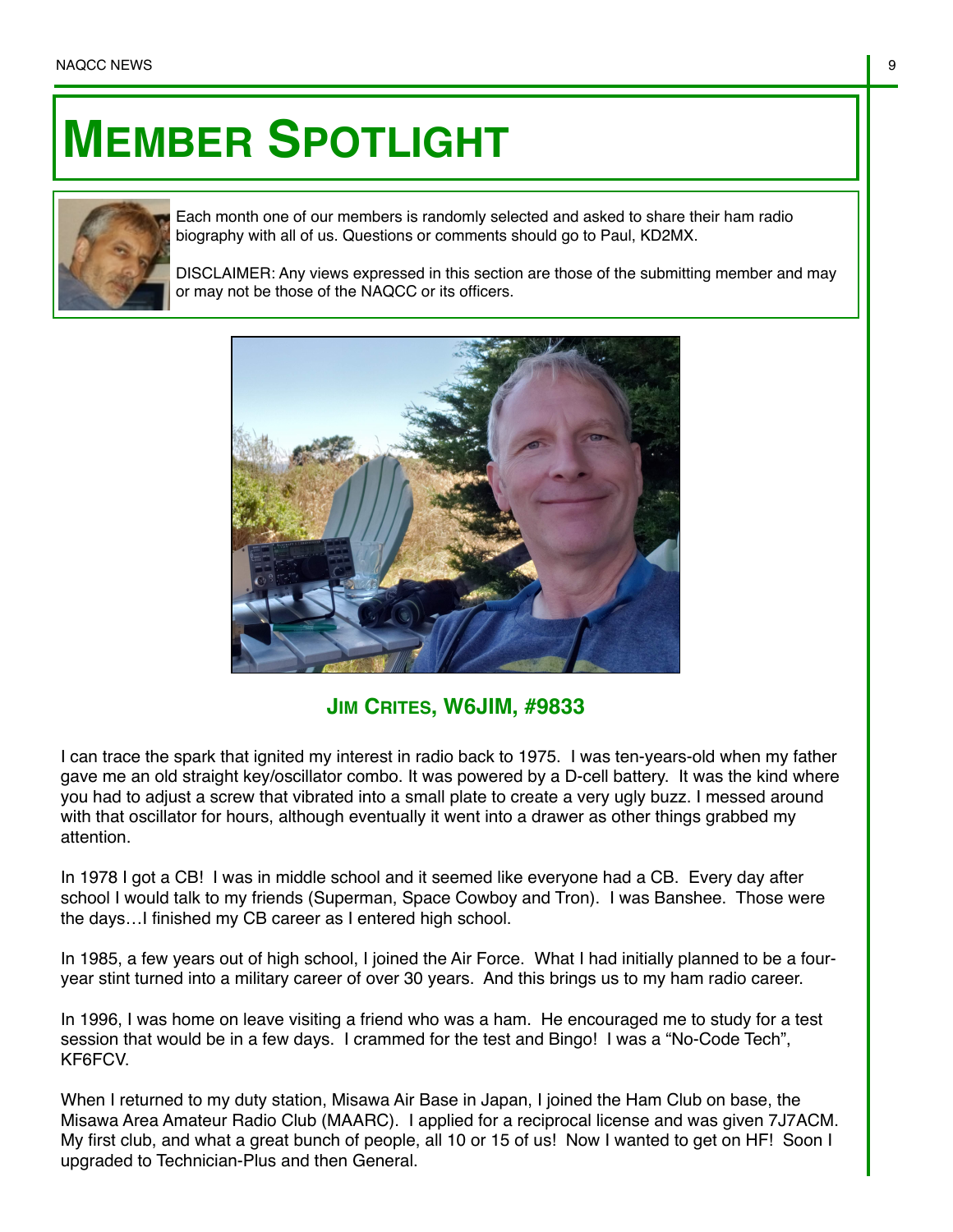# Member Spotlight

Each month one of our members is randomly selected and asked to share their ham radio biography with all of us. Questions or comments should go to Paul, KD2MX.

DISCLAIMER: Any views expressed in this section are those of the submitting member and may or may not be those of the NAQCC or its officers.

## Jim Crites, W6JIM, #9833

I can trace the spark that ignited my interest in radio back to 1975. I was ten-years-old when my father gave me an old straight key/oscillator combo. It was powered by a D-cell battery. It was the kind where you had to adjust a screw that vibrated into a small plate to create a very ugly buzz. I messed around with that oscillator for hours, although eventually it went into a drawer as other things grabbed my attention.

In 1978 I got a CB! I was in middle school and it seemed like everyone had a CB. Every day after school I would talk to my friends (Superman, Space Cowboy and Tron). I was Banshee. Those were the days…I finished my CB career as I entered high school.

In 1985, a few years out of high school, I joined the Air Force. What I had initially planned to be a four-year stint turned into a military career of over 30 years. And this brings us to my ham radio career.

In 1996, I was home on leave visiting a friend who was a ham. He encouraged me to study for a test session that would be in a few days. I crammed for the test and Bingo! I was a "No-Code Tech", KF6FCV.

When I returned to my duty station, Misawa Air Base in Japan, I joined the Ham Club on base, the Misawa Area Amateur Radio Club (MAARC). I applied for a reciprocal license and was given 7J7ACM. My first club, and what a great bunch of people, all 10 or 15 of us! Now I wanted to get on HF! Soon I upgraded to Technician-Plus and then General.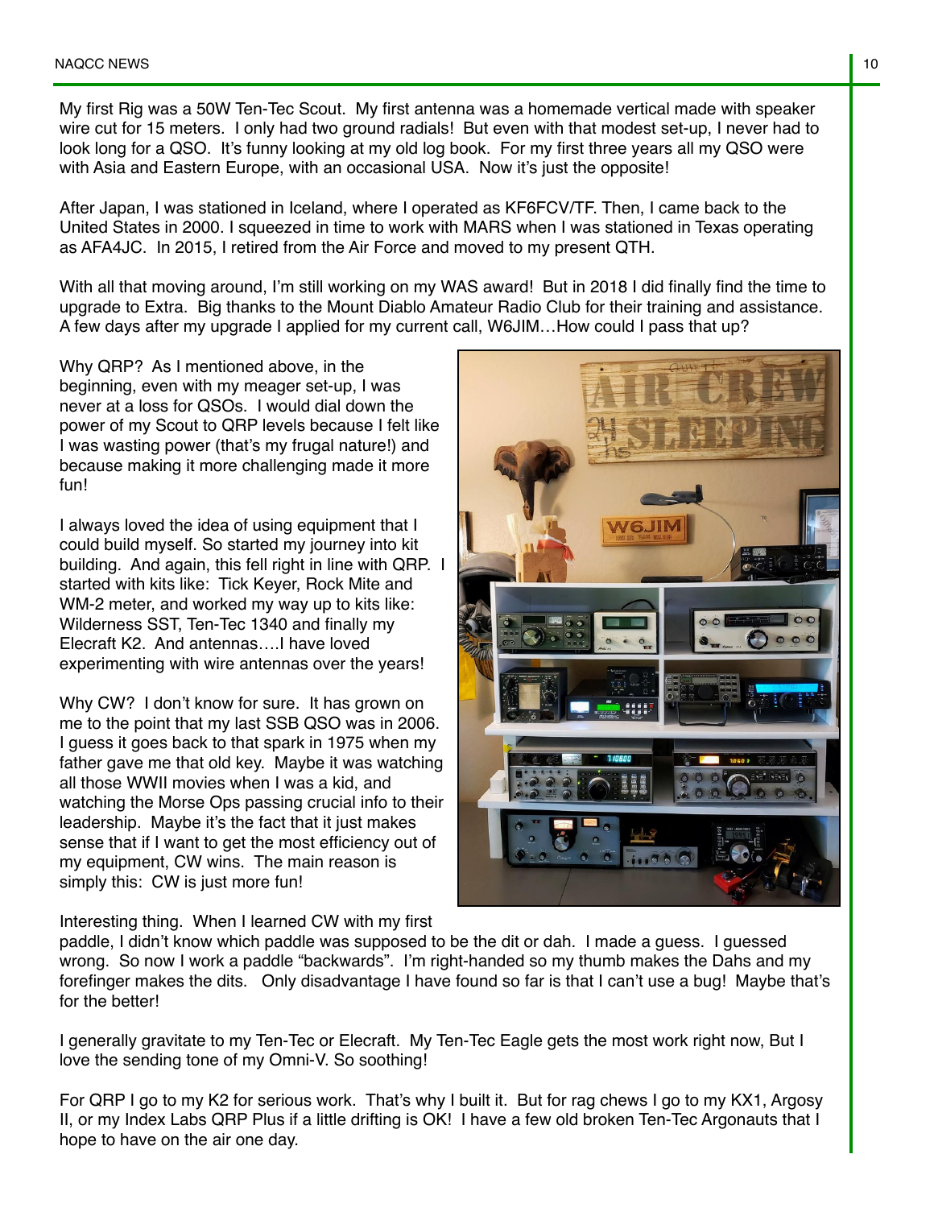My first Rig was a 50W Ten-Tec Scout. My first antenna was a homemade vertical made with speaker wire cut for 15 meters. I only had two ground radials! But even with that modest set-up, I never had to look long for a QSO. It's funny looking at my old log book. For my first three years all my QSO were with Asia and Eastern Europe, with an occasional USA. Now it's just the opposite!

After Japan, I was stationed in Iceland, where I operated as KF6FCV/TF. Then, I came back to the United States in 2000. I squeezed in time to work with MARS when I was stationed in Texas operating as AFA4JC. In 2015, I retired from the Air Force and moved to my present QTH.

With all that moving around, I'm still working on my WAS award! But in 2018 I did finally find the time to upgrade to Extra. Big thanks to the Mount Diablo Amateur Radio Club for their training and assistance. A few days after my upgrade I applied for my current call, W6JIM…How could I pass that up?

Why QRP? As I mentioned above, in the beginning, even with my meager set-up, I was never at a loss for QSOs. I would dial down the power of my Scout to QRP levels because I felt like I was wasting power (that's my frugal nature!) and because making it more challenging made it more fun!

I always loved the idea of using equipment that I could build myself. So started my journey into kit building. And again, this fell right in line with QRP. I started with kits like: Tick Keyer, Rock Mite and WM-2 meter, and worked my way up to kits like: Wilderness SST, Ten-Tec 1340 and finally my Elecraft K2. And antennas….I have loved experimenting with wire antennas over the years!

Why CW? I don't know for sure. It has grown on me to the point that my last SSB QSO was in 2006. I guess it goes back to that spark in 1975 when my father gave me that old key. Maybe it was watching all those WWII movies when I was a kid, and watching the Morse Ops passing crucial info to their leadership. Maybe it's the fact that it just makes sense that if I want to get the most efficiency out of my equipment, CW wins. The main reason is simply this: CW is just more fun!

Interesting thing. When I learned CW with my first paddle, I didn't know which paddle was supposed to be the dit or dah. I made a guess. I guessed wrong. So now I work a paddle "backwards". I'm right-handed so my thumb makes the Dahs and my forefinger makes the dits. Only disadvantage I have found so far is that I can't use a bug! Maybe that's for the better!

I generally gravitate to my Ten-Tec or Elecraft. My Ten-Tec Eagle gets the most work right now, But I love the sending tone of my Omni-V. So soothing!

For QRP I go to my K2 for serious work. That's why I built it. But for rag chews I go to my KX1, Argosy II, or my Index Labs QRP Plus if a little drifting is OK! I have a few old broken Ten-Tec Argonauts that I hope to have on the air one day.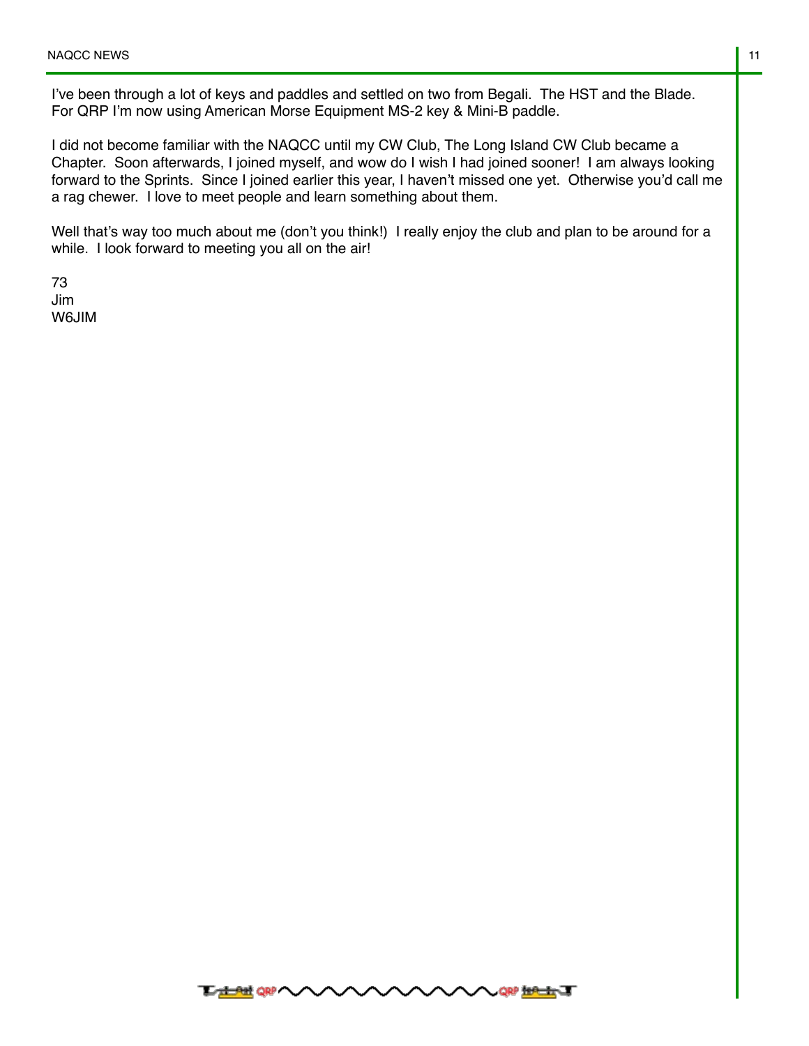I've been through a lot of keys and paddles and settled on two from Begali. The HST and the Blade. For QRP I'm now using American Morse Equipment MS-2 key & Mini-B paddle.

I did not become familiar with the NAQCC until my CW Club, The Long Island CW Club became a Chapter. Soon afterwards, I joined myself, and wow do I wish I had joined sooner! I am always looking forward to the Sprints. Since I joined earlier this year, I haven't missed one yet. Otherwise you'd call me a rag chewer. I love to meet people and learn something about them.

Well that's way too much about me (don't you think!) I really enjoy the club and plan to be around for a while. I look forward to meeting you all on the air!

73
Jim
W6JIM